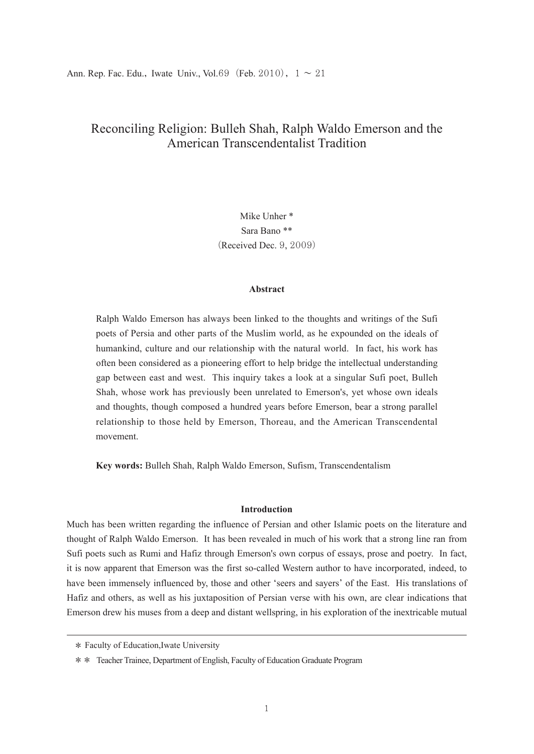# Reconciling Religion: Bulleh Shah, Ralph Waldo Emerson and the American Transcendentalist Tradition

Mike Unher *
Sara Bano **
(Received Dec. 9, 2009)

### Abstract

Ralph Waldo Emerson has always been linked to the thoughts and writings of the Sufi poets of Persia and other parts of the Muslim world, as he expounded on the ideals of humankind, culture and our relationship with the natural world. In fact, his work has often been considered as a pioneering effort to help bridge the intellectual understanding gap between east and west. This inquiry takes a look at a singular Sufi poet, Bulleh Shah, whose work has previously been unrelated to Emerson's, yet whose own ideals and thoughts, though composed a hundred years before Emerson, bear a strong parallel relationship to those held by Emerson, Thoreau, and the American Transcendental movement.

**Key words:** Bulleh Shah, Ralph Waldo Emerson, Sufism, Transcendentalism

### Introduction

Much has been written regarding the influence of Persian and other Islamic poets on the literature and thought of Ralph Waldo Emerson. It has been revealed in much of his work that a strong line ran from Sufi poets such as Rumi and Hafiz through Emerson's own corpus of essays, prose and poetry. In fact, it is now apparent that Emerson was the first so-called Western author to have incorporated, indeed, to have been immensely influenced by, those and other 'seers and sayers' of the East. His translations of Hafiz and others, as well as his juxtaposition of Persian verse with his own, are clear indications that Emerson drew his muses from a deep and distant wellspring, in his exploration of the inextricable mutual

---

* Faculty of Education, Iwate University

** Teacher Trainee, Department of English, Faculty of Education Graduate Program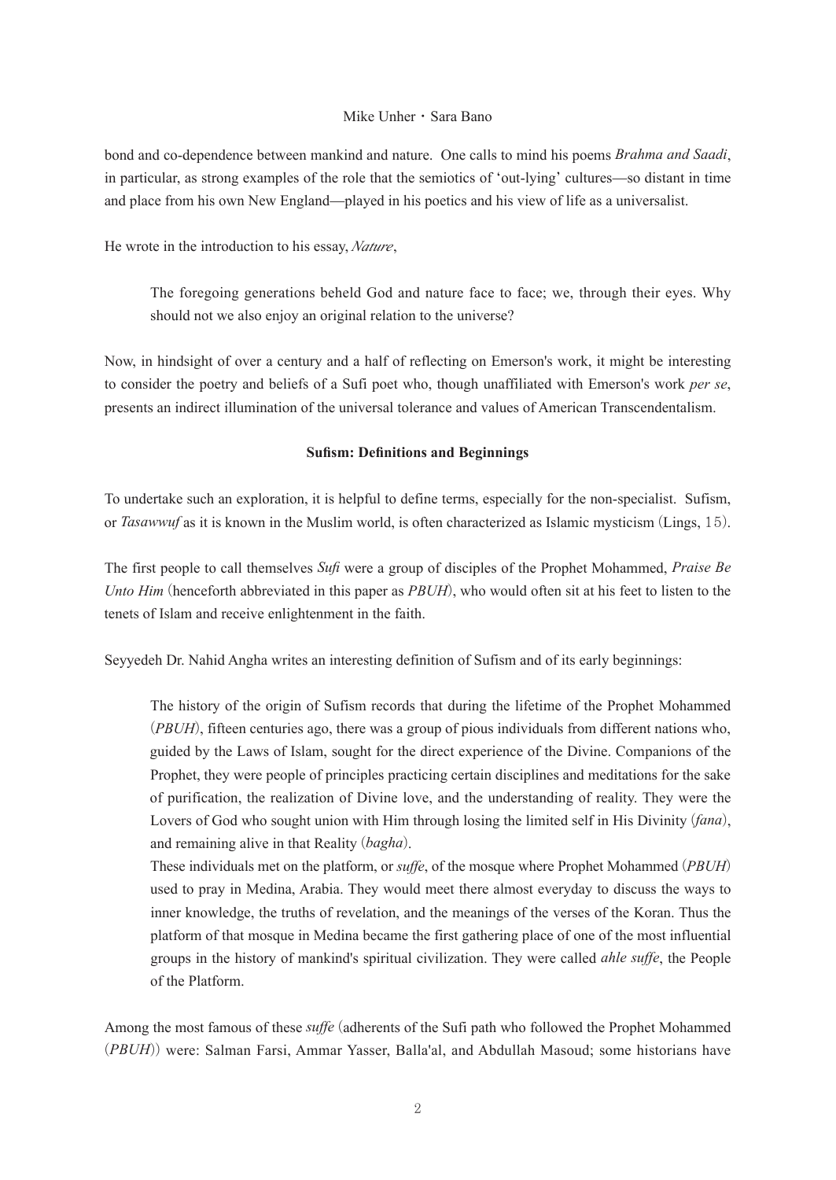bond and co-dependence between mankind and nature. One calls to mind his poems *Brahma and Saadi*, in particular, as strong examples of the role that the semiotics of 'out-lying' cultures—so distant in time and place from his own New England—played in his poetics and his view of life as a universalist.

He wrote in the introduction to his essay, *Nature*,

> The foregoing generations beheld God and nature face to face; we, through their eyes. Why should not we also enjoy an original relation to the universe?

Now, in hindsight of over a century and a half of reflecting on Emerson's work, it might be interesting to consider the poetry and beliefs of a Sufi poet who, though unaffiliated with Emerson's work *per se*, presents an indirect illumination of the universal tolerance and values of American Transcendentalism.

**Sufism: Definitions and Beginnings**

To undertake such an exploration, it is helpful to define terms, especially for the non-specialist. Sufism, or *Tasawwuf* as it is known in the Muslim world, is often characterized as Islamic mysticism (Lings, 15).

The first people to call themselves *Sufi* were a group of disciples of the Prophet Mohammed, *Praise Be Unto Him* (henceforth abbreviated in this paper as *PBUH*), who would often sit at his feet to listen to the tenets of Islam and receive enlightenment in the faith.

Seyyedeh Dr. Nahid Angha writes an interesting definition of Sufism and of its early beginnings:

> The history of the origin of Sufism records that during the lifetime of the Prophet Mohammed (*PBUH*), fifteen centuries ago, there was a group of pious individuals from different nations who, guided by the Laws of Islam, sought for the direct experience of the Divine. Companions of the Prophet, they were people of principles practicing certain disciplines and meditations for the sake of purification, the realization of Divine love, and the understanding of reality. They were the Lovers of God who sought union with Him through losing the limited self in His Divinity (*fana*), and remaining alive in that Reality (*bagha*).
>
> These individuals met on the platform, or *suffe*, of the mosque where Prophet Mohammed (*PBUH*) used to pray in Medina, Arabia. They would meet there almost everyday to discuss the ways to inner knowledge, the truths of revelation, and the meanings of the verses of the Koran. Thus the platform of that mosque in Medina became the first gathering place of one of the most influential groups in the history of mankind's spiritual civilization. They were called *ahle suffe*, the People of the Platform.

Among the most famous of these *suffe* (adherents of the Sufi path who followed the Prophet Mohammed (*PBUH*)) were: Salman Farsi, Ammar Yasser, Balla'al, and Abdullah Masoud; some historians have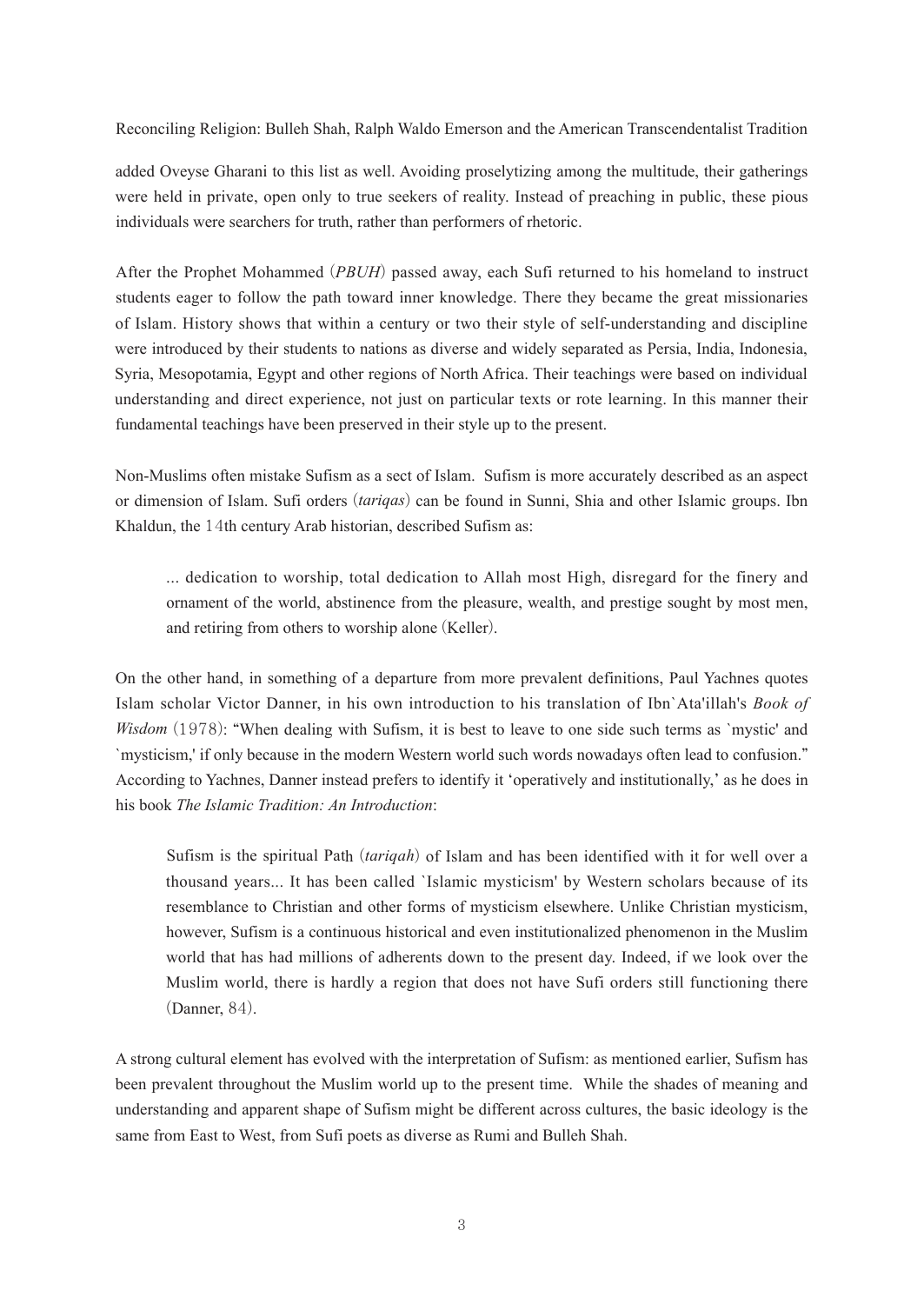added Oveyse Gharani to this list as well. Avoiding proselytizing among the multitude, their gatherings were held in private, open only to true seekers of reality. Instead of preaching in public, these pious individuals were searchers for truth, rather than performers of rhetoric.

After the Prophet Mohammed (*PBUH*) passed away, each Sufi returned to his homeland to instruct students eager to follow the path toward inner knowledge. There they became the great missionaries of Islam. History shows that within a century or two their style of self-understanding and discipline were introduced by their students to nations as diverse and widely separated as Persia, India, Indonesia, Syria, Mesopotamia, Egypt and other regions of North Africa. Their teachings were based on individual understanding and direct experience, not just on particular texts or rote learning. In this manner their fundamental teachings have been preserved in their style up to the present.

Non-Muslims often mistake Sufism as a sect of Islam. Sufism is more accurately described as an aspect or dimension of Islam. Sufi orders (*tariqas*) can be found in Sunni, Shia and other Islamic groups. Ibn Khaldun, the 14th century Arab historian, described Sufism as:

> ... dedication to worship, total dedication to Allah most High, disregard for the finery and ornament of the world, abstinence from the pleasure, wealth, and prestige sought by most men, and retiring from others to worship alone (Keller).

On the other hand, in something of a departure from more prevalent definitions, Paul Yachnes quotes Islam scholar Victor Danner, in his own introduction to his translation of Ibn`Ata'illah's *Book of Wisdom* (1978): "When dealing with Sufism, it is best to leave to one side such terms as `mystic' and `mysticism,' if only because in the modern Western world such words nowadays often lead to confusion." According to Yachnes, Danner instead prefers to identify it 'operatively and institutionally,' as he does in his book *The Islamic Tradition: An Introduction*:

> Sufism is the spiritual Path (*tariqah*) of Islam and has been identified with it for well over a thousand years... It has been called `Islamic mysticism' by Western scholars because of its resemblance to Christian and other forms of mysticism elsewhere. Unlike Christian mysticism, however, Sufism is a continuous historical and even institutionalized phenomenon in the Muslim world that has had millions of adherents down to the present day. Indeed, if we look over the Muslim world, there is hardly a region that does not have Sufi orders still functioning there (Danner, 84).

A strong cultural element has evolved with the interpretation of Sufism: as mentioned earlier, Sufism has been prevalent throughout the Muslim world up to the present time. While the shades of meaning and understanding and apparent shape of Sufism might be different across cultures, the basic ideology is the same from East to West, from Sufi poets as diverse as Rumi and Bulleh Shah.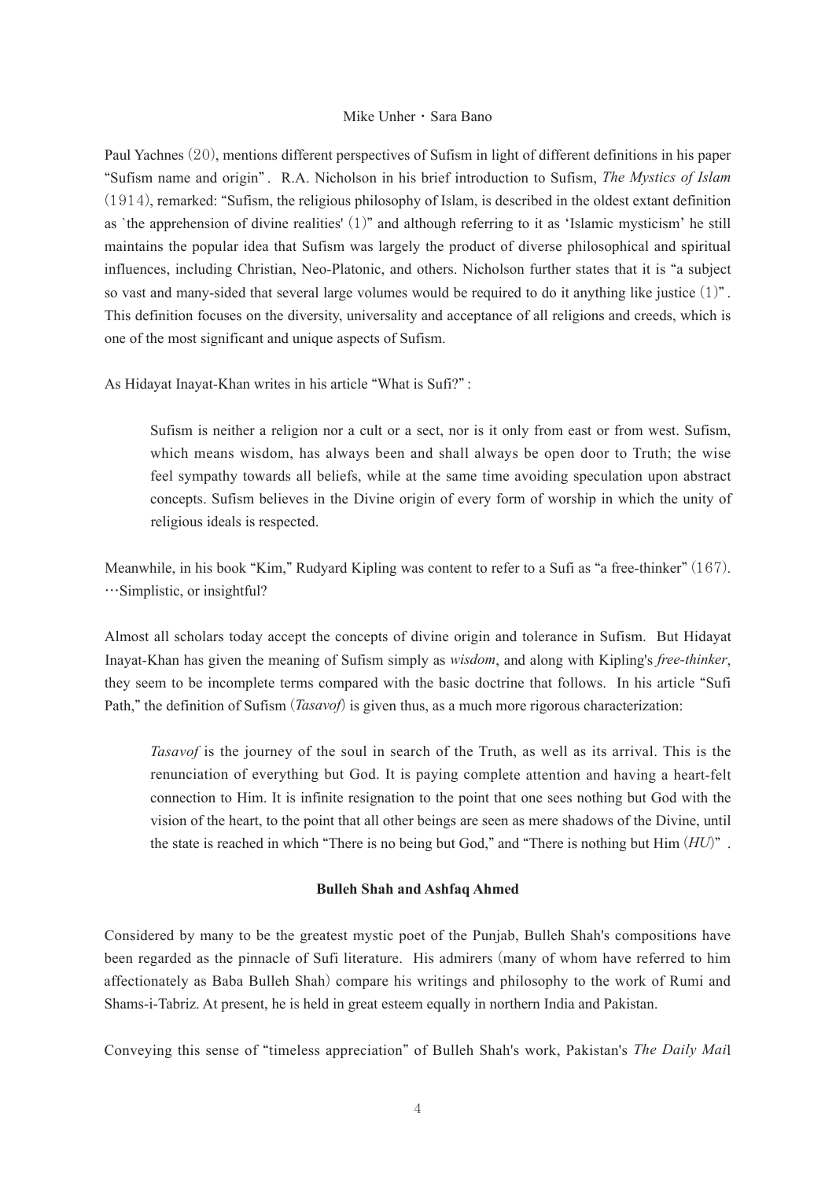Paul Yachnes (20), mentions different perspectives of Sufism in light of different definitions in his paper "Sufism name and origin". R.A. Nicholson in his brief introduction to Sufism, *The Mystics of Islam* (1914), remarked: "Sufism, the religious philosophy of Islam, is described in the oldest extant definition as `the apprehension of divine realities' (1)" and although referring to it as 'Islamic mysticism' he still maintains the popular idea that Sufism was largely the product of diverse philosophical and spiritual influences, including Christian, Neo-Platonic, and others. Nicholson further states that it is "a subject so vast and many-sided that several large volumes would be required to do it anything like justice (1)". This definition focuses on the diversity, universality and acceptance of all religions and creeds, which is one of the most significant and unique aspects of Sufism.

As Hidayat Inayat-Khan writes in his article "What is Sufi?":

> Sufism is neither a religion nor a cult or a sect, nor is it only from east or from west. Sufism, which means wisdom, has always been and shall always be open door to Truth; the wise feel sympathy towards all beliefs, while at the same time avoiding speculation upon abstract concepts. Sufism believes in the Divine origin of every form of worship in which the unity of religious ideals is respected.

Meanwhile, in his book "Kim," Rudyard Kipling was content to refer to a Sufi as "a free-thinker" (167). …Simplistic, or insightful?

Almost all scholars today accept the concepts of divine origin and tolerance in Sufism. But Hidayat Inayat-Khan has given the meaning of Sufism simply as *wisdom*, and along with Kipling's *free-thinker*, they seem to be incomplete terms compared with the basic doctrine that follows. In his article "Sufi Path," the definition of Sufism (*Tasavof*) is given thus, as a much more rigorous characterization:

> *Tasavof* is the journey of the soul in search of the Truth, as well as its arrival. This is the renunciation of everything but God. It is paying complete attention and having a heart-felt connection to Him. It is infinite resignation to the point that one sees nothing but God with the vision of the heart, to the point that all other beings are seen as mere shadows of the Divine, until the state is reached in which "There is no being but God," and "There is nothing but Him (*HU*)".

### Bulleh Shah and Ashfaq Ahmed

Considered by many to be the greatest mystic poet of the Punjab, Bulleh Shah's compositions have been regarded as the pinnacle of Sufi literature. His admirers (many of whom have referred to him affectionately as Baba Bulleh Shah) compare his writings and philosophy to the work of Rumi and Shams-i-Tabriz. At present, he is held in great esteem equally in northern India and Pakistan.

Conveying this sense of "timeless appreciation" of Bulleh Shah's work, Pakistan's *The Daily Mail*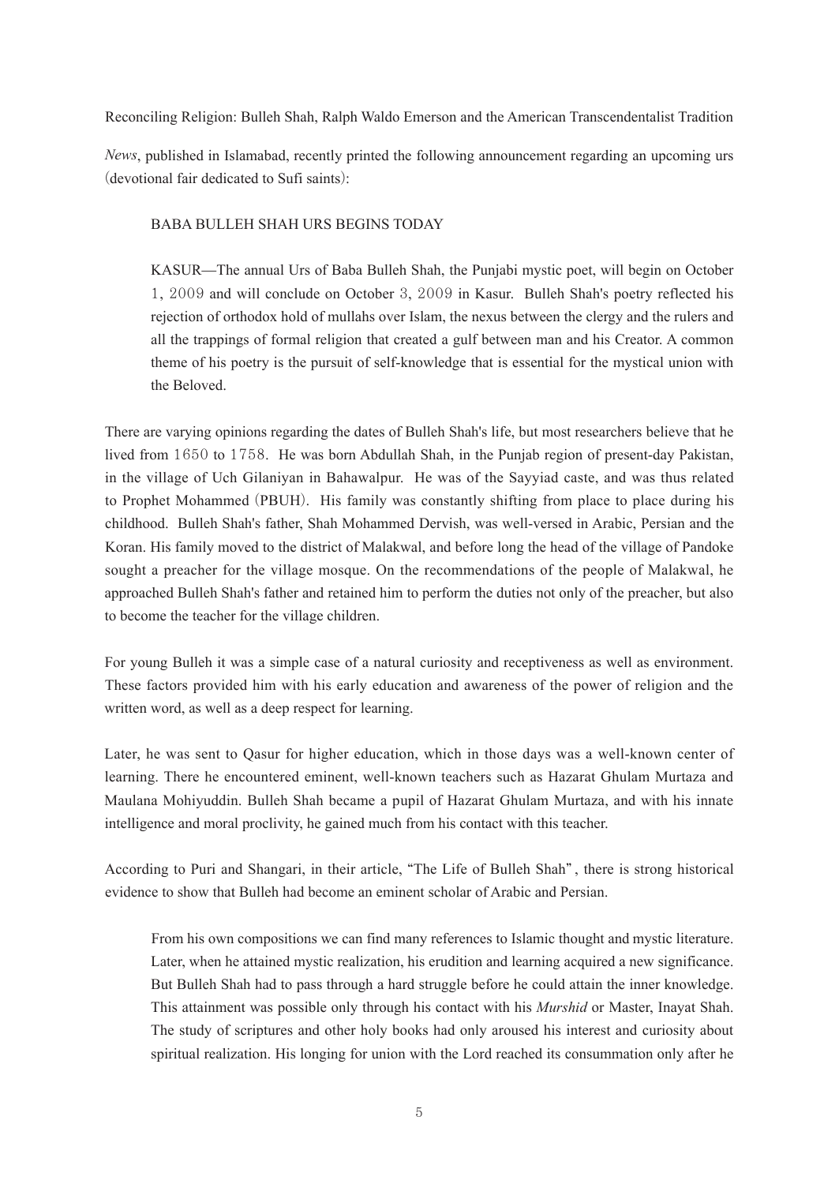Reconciling Religion: Bulleh Shah, Ralph Waldo Emerson and the American Transcendentalist Tradition

*News*, published in Islamabad, recently printed the following announcement regarding an upcoming urs (devotional fair dedicated to Sufi saints):

> BABA BULLEH SHAH URS BEGINS TODAY
>
> KASUR—The annual Urs of Baba Bulleh Shah, the Punjabi mystic poet, will begin on October 1, 2009 and will conclude on October 3, 2009 in Kasur. Bulleh Shah's poetry reflected his rejection of orthodox hold of mullahs over Islam, the nexus between the clergy and the rulers and all the trappings of formal religion that created a gulf between man and his Creator. A common theme of his poetry is the pursuit of self-knowledge that is essential for the mystical union with the Beloved.

There are varying opinions regarding the dates of Bulleh Shah's life, but most researchers believe that he lived from 1650 to 1758. He was born Abdullah Shah, in the Punjab region of present-day Pakistan, in the village of Uch Gilaniyan in Bahawalpur. He was of the Sayyiad caste, and was thus related to Prophet Mohammed (PBUH). His family was constantly shifting from place to place during his childhood. Bulleh Shah's father, Shah Mohammed Dervish, was well-versed in Arabic, Persian and the Koran. His family moved to the district of Malakwal, and before long the head of the village of Pandoke sought a preacher for the village mosque. On the recommendations of the people of Malakwal, he approached Bulleh Shah's father and retained him to perform the duties not only of the preacher, but also to become the teacher for the village children.

For young Bulleh it was a simple case of a natural curiosity and receptiveness as well as environment. These factors provided him with his early education and awareness of the power of religion and the written word, as well as a deep respect for learning.

Later, he was sent to Qasur for higher education, which in those days was a well-known center of learning. There he encountered eminent, well-known teachers such as Hazarat Ghulam Murtaza and Maulana Mohiyuddin. Bulleh Shah became a pupil of Hazarat Ghulam Murtaza, and with his innate intelligence and moral proclivity, he gained much from his contact with this teacher.

According to Puri and Shangari, in their article, "The Life of Bulleh Shah", there is strong historical evidence to show that Bulleh had become an eminent scholar of Arabic and Persian.

> From his own compositions we can find many references to Islamic thought and mystic literature. Later, when he attained mystic realization, his erudition and learning acquired a new significance. But Bulleh Shah had to pass through a hard struggle before he could attain the inner knowledge. This attainment was possible only through his contact with his *Murshid* or Master, Inayat Shah. The study of scriptures and other holy books had only aroused his interest and curiosity about spiritual realization. His longing for union with the Lord reached its consummation only after he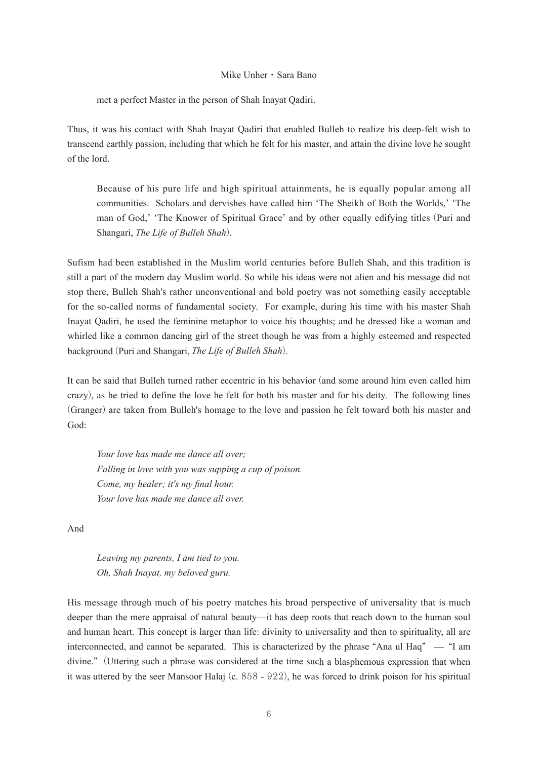> met a perfect Master in the person of Shah Inayat Qadiri.

Thus, it was his contact with Shah Inayat Qadiri that enabled Bulleh to realize his deep-felt wish to transcend earthly passion, including that which he felt for his master, and attain the divine love he sought of the lord.

> Because of his pure life and high spiritual attainments, he is equally popular among all communities. Scholars and dervishes have called him 'The Sheikh of Both the Worlds,' 'The man of God,' 'The Knower of Spiritual Grace' and by other equally edifying titles (Puri and Shangari, *The Life of Bulleh Shah*).

Sufism had been established in the Muslim world centuries before Bulleh Shah, and this tradition is still a part of the modern day Muslim world. So while his ideas were not alien and his message did not stop there, Bulleh Shah's rather unconventional and bold poetry was not something easily acceptable for the so-called norms of fundamental society. For example, during his time with his master Shah Inayat Qadiri, he used the feminine metaphor to voice his thoughts; and he dressed like a woman and whirled like a common dancing girl of the street though he was from a highly esteemed and respected background (Puri and Shangari, *The Life of Bulleh Shah*).

It can be said that Bulleh turned rather eccentric in his behavior (and some around him even called him crazy), as he tried to define the love he felt for both his master and for his deity. The following lines (Granger) are taken from Bulleh's homage to the love and passion he felt toward both his master and God:

> *Your love has made me dance all over;*
> *Falling in love with you was supping a cup of poison.*
> *Come, my healer; it's my final hour.*
> *Your love has made me dance all over.*

And

> *Leaving my parents, I am tied to you.*
> *Oh, Shah Inayat, my beloved guru.*

His message through much of his poetry matches his broad perspective of universality that is much deeper than the mere appraisal of natural beauty—it has deep roots that reach down to the human soul and human heart. This concept is larger than life: divinity to universality and then to spirituality, all are interconnected, and cannot be separated. This is characterized by the phrase "Ana ul Haq" — "I am divine." (Uttering such a phrase was considered at the time such a blasphemous expression that when it was uttered by the seer Mansoor Halaj (c. 858 - 922), he was forced to drink poison for his spiritual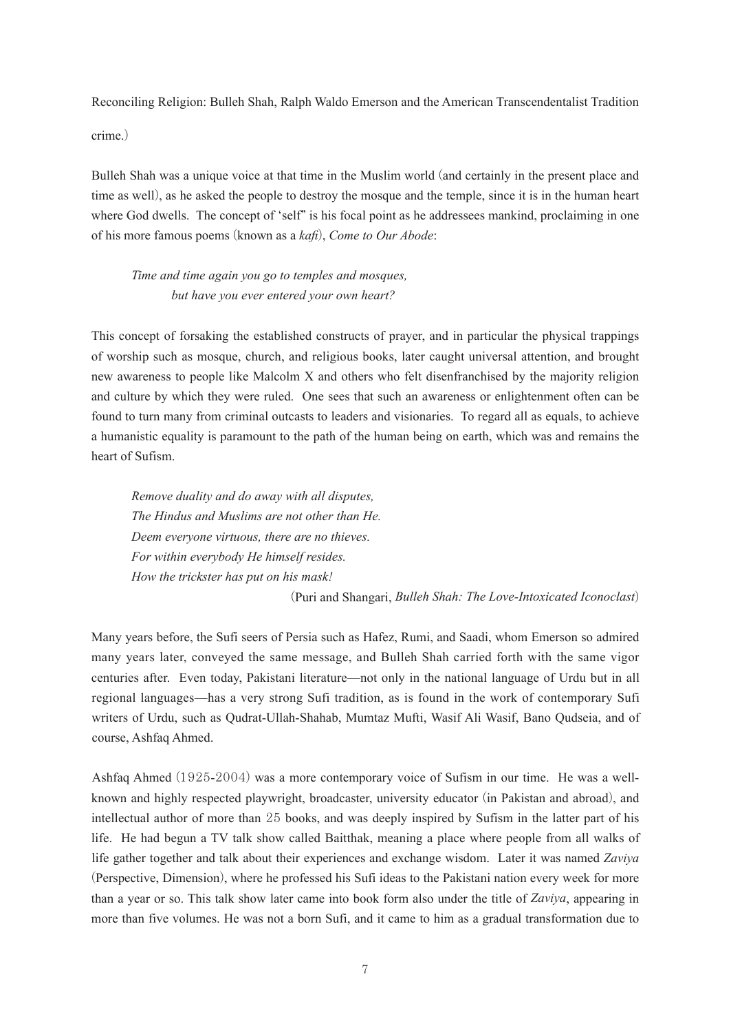crime.)

Bulleh Shah was a unique voice at that time in the Muslim world (and certainly in the present place and time as well), as he asked the people to destroy the mosque and the temple, since it is in the human heart where God dwells. The concept of 'self' is his focal point as he addressees mankind, proclaiming in one of his more famous poems (known as a *kafi*), *Come to Our Abode*:

> *Time and time again you go to temples and mosques,*
> *but have you ever entered your own heart?*

This concept of forsaking the established constructs of prayer, and in particular the physical trappings of worship such as mosque, church, and religious books, later caught universal attention, and brought new awareness to people like Malcolm X and others who felt disenfranchised by the majority religion and culture by which they were ruled. One sees that such an awareness or enlightenment often can be found to turn many from criminal outcasts to leaders and visionaries. To regard all as equals, to achieve a humanistic equality is paramount to the path of the human being on earth, which was and remains the heart of Sufism.

> *Remove duality and do away with all disputes,*
> *The Hindus and Muslims are not other than He.*
> *Deem everyone virtuous, there are no thieves.*
> *For within everybody He himself resides.*
> *How the trickster has put on his mask!*
>
> (Puri and Shangari, *Bulleh Shah: The Love-Intoxicated Iconoclast*)

Many years before, the Sufi seers of Persia such as Hafez, Rumi, and Saadi, whom Emerson so admired many years later, conveyed the same message, and Bulleh Shah carried forth with the same vigor centuries after. Even today, Pakistani literature—not only in the national language of Urdu but in all regional languages—has a very strong Sufi tradition, as is found in the work of contemporary Sufi writers of Urdu, such as Qudrat-Ullah-Shahab, Mumtaz Mufti, Wasif Ali Wasif, Bano Qudseia, and of course, Ashfaq Ahmed.

Ashfaq Ahmed (1925-2004) was a more contemporary voice of Sufism in our time. He was a well-known and highly respected playwright, broadcaster, university educator (in Pakistan and abroad), and intellectual author of more than 25 books, and was deeply inspired by Sufism in the latter part of his life. He had begun a TV talk show called Baitthak, meaning a place where people from all walks of life gather together and talk about their experiences and exchange wisdom. Later it was named *Zaviya* (Perspective, Dimension), where he professed his Sufi ideas to the Pakistani nation every week for more than a year or so. This talk show later came into book form also under the title of *Zaviya*, appearing in more than five volumes. He was not a born Sufi, and it came to him as a gradual transformation due to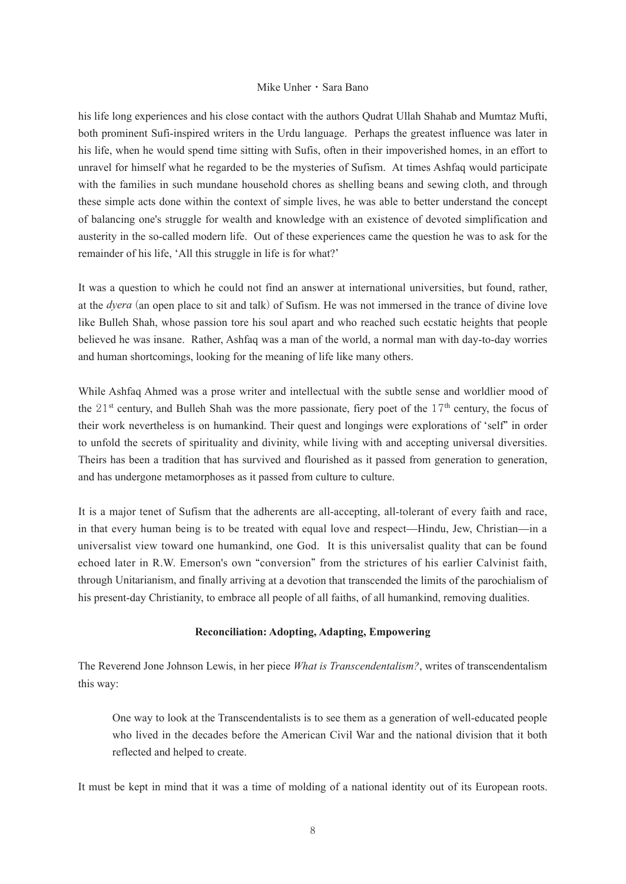his life long experiences and his close contact with the authors Qudrat Ullah Shahab and Mumtaz Mufti, both prominent Sufi-inspired writers in the Urdu language. Perhaps the greatest influence was later in his life, when he would spend time sitting with Sufis, often in their impoverished homes, in an effort to unravel for himself what he regarded to be the mysteries of Sufism. At times Ashfaq would participate with the families in such mundane household chores as shelling beans and sewing cloth, and through these simple acts done within the context of simple lives, he was able to better understand the concept of balancing one's struggle for wealth and knowledge with an existence of devoted simplification and austerity in the so-called modern life. Out of these experiences came the question he was to ask for the remainder of his life, 'All this struggle in life is for what?'

It was a question to which he could not find an answer at international universities, but found, rather, at the *dyera* (an open place to sit and talk) of Sufism. He was not immersed in the trance of divine love like Bulleh Shah, whose passion tore his soul apart and who reached such ecstatic heights that people believed he was insane. Rather, Ashfaq was a man of the world, a normal man with day-to-day worries and human shortcomings, looking for the meaning of life like many others.

While Ashfaq Ahmed was a prose writer and intellectual with the subtle sense and worldlier mood of the 21st century, and Bulleh Shah was the more passionate, fiery poet of the 17th century, the focus of their work nevertheless is on humankind. Their quest and longings were explorations of 'self' in order to unfold the secrets of spirituality and divinity, while living with and accepting universal diversities. Theirs has been a tradition that has survived and flourished as it passed from generation to generation, and has undergone metamorphoses as it passed from culture to culture.

It is a major tenet of Sufism that the adherents are all-accepting, all-tolerant of every faith and race, in that every human being is to be treated with equal love and respect—Hindu, Jew, Christian—in a universalist view toward one humankind, one God. It is this universalist quality that can be found echoed later in R.W. Emerson's own "conversion" from the strictures of his earlier Calvinist faith, through Unitarianism, and finally arriving at a devotion that transcended the limits of the parochialism of his present-day Christianity, to embrace all people of all faiths, of all humankind, removing dualities.

### Reconciliation: Adopting, Adapting, Empowering

The Reverend Jone Johnson Lewis, in her piece *What is Transcendentalism?*, writes of transcendentalism this way:

> One way to look at the Transcendentalists is to see them as a generation of well-educated people who lived in the decades before the American Civil War and the national division that it both reflected and helped to create.

It must be kept in mind that it was a time of molding of a national identity out of its European roots.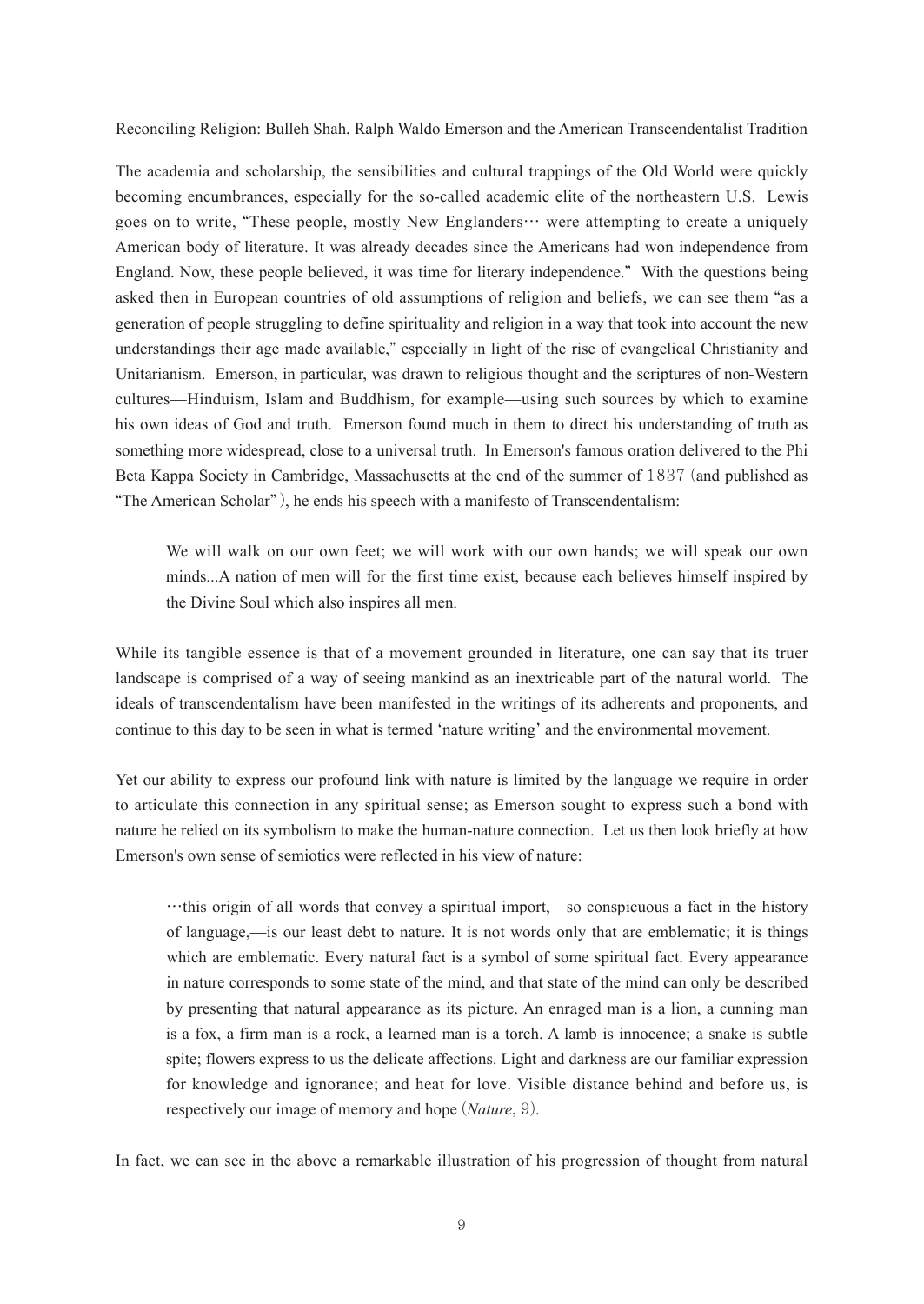Reconciling Religion: Bulleh Shah, Ralph Waldo Emerson and the American Transcendentalist Tradition

The academia and scholarship, the sensibilities and cultural trappings of the Old World were quickly becoming encumbrances, especially for the so-called academic elite of the northeastern U.S. Lewis goes on to write, "These people, mostly New Englanders… were attempting to create a uniquely American body of literature. It was already decades since the Americans had won independence from England. Now, these people believed, it was time for literary independence." With the questions being asked then in European countries of old assumptions of religion and beliefs, we can see them "as a generation of people struggling to define spirituality and religion in a way that took into account the new understandings their age made available," especially in light of the rise of evangelical Christianity and Unitarianism. Emerson, in particular, was drawn to religious thought and the scriptures of non-Western cultures—Hinduism, Islam and Buddhism, for example—using such sources by which to examine his own ideas of God and truth. Emerson found much in them to direct his understanding of truth as something more widespread, close to a universal truth. In Emerson's famous oration delivered to the Phi Beta Kappa Society in Cambridge, Massachusetts at the end of the summer of 1837 (and published as "The American Scholar"), he ends his speech with a manifesto of Transcendentalism:

> We will walk on our own feet; we will work with our own hands; we will speak our own minds...A nation of men will for the first time exist, because each believes himself inspired by the Divine Soul which also inspires all men.

While its tangible essence is that of a movement grounded in literature, one can say that its truer landscape is comprised of a way of seeing mankind as an inextricable part of the natural world. The ideals of transcendentalism have been manifested in the writings of its adherents and proponents, and continue to this day to be seen in what is termed 'nature writing' and the environmental movement.

Yet our ability to express our profound link with nature is limited by the language we require in order to articulate this connection in any spiritual sense; as Emerson sought to express such a bond with nature he relied on its symbolism to make the human-nature connection. Let us then look briefly at how Emerson's own sense of semiotics were reflected in his view of nature:

> …this origin of all words that convey a spiritual import,—so conspicuous a fact in the history of language,—is our least debt to nature. It is not words only that are emblematic; it is things which are emblematic. Every natural fact is a symbol of some spiritual fact. Every appearance in nature corresponds to some state of the mind, and that state of the mind can only be described by presenting that natural appearance as its picture. An enraged man is a lion, a cunning man is a fox, a firm man is a rock, a learned man is a torch. A lamb is innocence; a snake is subtle spite; flowers express to us the delicate affections. Light and darkness are our familiar expression for knowledge and ignorance; and heat for love. Visible distance behind and before us, is respectively our image of memory and hope (*Nature*, 9).

In fact, we can see in the above a remarkable illustration of his progression of thought from natural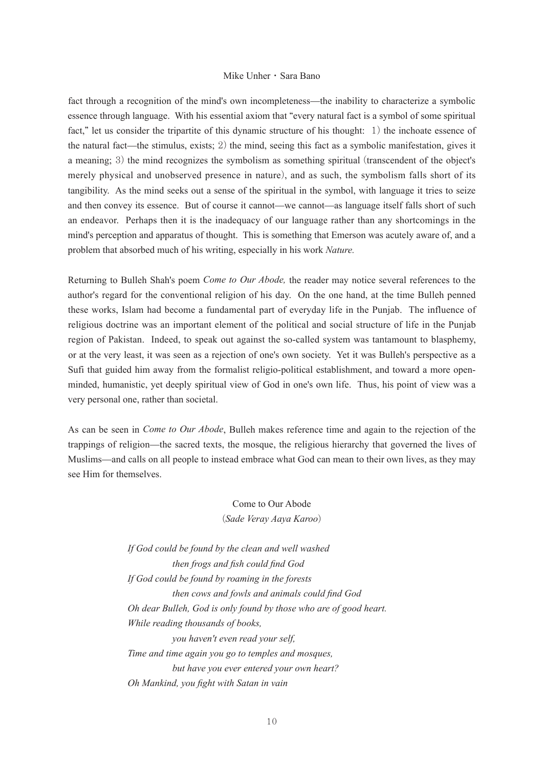fact through a recognition of the mind's own incompleteness—the inability to characterize a symbolic essence through language. With his essential axiom that "every natural fact is a symbol of some spiritual fact," let us consider the tripartite of this dynamic structure of his thought: 1) the inchoate essence of the natural fact—the stimulus, exists; 2) the mind, seeing this fact as a symbolic manifestation, gives it a meaning; 3) the mind recognizes the symbolism as something spiritual (transcendent of the object's merely physical and unobserved presence in nature), and as such, the symbolism falls short of its tangibility. As the mind seeks out a sense of the spiritual in the symbol, with language it tries to seize and then convey its essence. But of course it cannot—we cannot—as language itself falls short of such an endeavor. Perhaps then it is the inadequacy of our language rather than any shortcomings in the mind's perception and apparatus of thought. This is something that Emerson was acutely aware of, and a problem that absorbed much of his writing, especially in his work *Nature.*

Returning to Bulleh Shah's poem *Come to Our Abode,* the reader may notice several references to the author's regard for the conventional religion of his day. On the one hand, at the time Bulleh penned these works, Islam had become a fundamental part of everyday life in the Punjab. The influence of religious doctrine was an important element of the political and social structure of life in the Punjab region of Pakistan. Indeed, to speak out against the so-called system was tantamount to blasphemy, or at the very least, it was seen as a rejection of one's own society. Yet it was Bulleh's perspective as a Sufi that guided him away from the formalist religio-political establishment, and toward a more open-minded, humanistic, yet deeply spiritual view of God in one's own life. Thus, his point of view was a very personal one, rather than societal.

As can be seen in *Come to Our Abode*, Bulleh makes reference time and again to the rejection of the trappings of religion—the sacred texts, the mosque, the religious hierarchy that governed the lives of Muslims—and calls on all people to instead embrace what God can mean to their own lives, as they may see Him for themselves.

Come to Our Abode
(*Sade Veray Aaya Karoo*)

*If God could be found by the clean and well washed*
*then frogs and fish could find God*
*If God could be found by roaming in the forests*
*then cows and fowls and animals could find God*
*Oh dear Bulleh, God is only found by those who are of good heart.*
*While reading thousands of books,*
*you haven't even read your self,*
*Time and time again you go to temples and mosques,*
*but have you ever entered your own heart?*
*Oh Mankind, you fight with Satan in vain*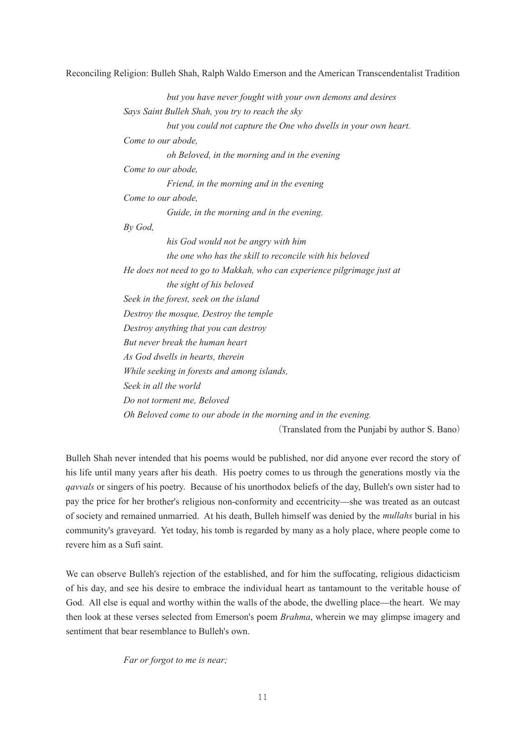*but you have never fought with your own demons and desires*
*Says Saint Bulleh Shah, you try to reach the sky*
*but you could not capture the One who dwells in your own heart.*
*Come to our abode,*
*oh Beloved, in the morning and in the evening*
*Come to our abode,*
*Friend, in the morning and in the evening*
*Come to our abode,*
*Guide, in the morning and in the evening.*
*By God,*
*his God would not be angry with him*
*the one who has the skill to reconcile with his beloved*
*He does not need to go to Makkah, who can experience pilgrimage just at*
*the sight of his beloved*
*Seek in the forest, seek on the island*
*Destroy the mosque, Destroy the temple*
*Destroy anything that you can destroy*
*But never break the human heart*
*As God dwells in hearts, therein*
*While seeking in forests and among islands,*
*Seek in all the world*
*Do not torment me, Beloved*
*Oh Beloved come to our abode in the morning and in the evening.*

(Translated from the Punjabi by author S. Bano)

Bulleh Shah never intended that his poems would be published, nor did anyone ever record the story of his life until many years after his death. His poetry comes to us through the generations mostly via the *qavvals* or singers of his poetry. Because of his unorthodox beliefs of the day, Bulleh's own sister had to pay the price for her brother's religious non-conformity and eccentricity—she was treated as an outcast of society and remained unmarried. At his death, Bulleh himself was denied by the *mullahs* burial in his community's graveyard. Yet today, his tomb is regarded by many as a holy place, where people come to revere him as a Sufi saint.

We can observe Bulleh's rejection of the established, and for him the suffocating, religious didacticism of his day, and see his desire to embrace the individual heart as tantamount to the veritable house of God. All else is equal and worthy within the walls of the abode, the dwelling place—the heart. We may then look at these verses selected from Emerson's poem *Brahma*, wherein we may glimpse imagery and sentiment that bear resemblance to Bulleh's own.

*Far or forgot to me is near;*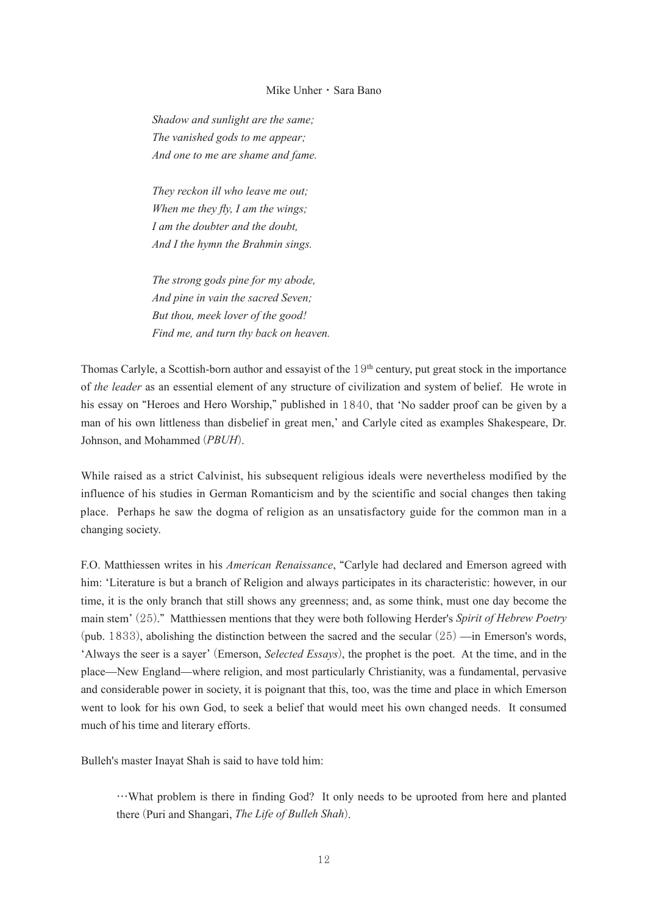*Shadow and sunlight are the same;*
*The vanished gods to me appear;*
*And one to me are shame and fame.*

*They reckon ill who leave me out;*
*When me they fly, I am the wings;*
*I am the doubter and the doubt,*
*And I the hymn the Brahmin sings.*

*The strong gods pine for my abode,*
*And pine in vain the sacred Seven;*
*But thou, meek lover of the good!*
*Find me, and turn thy back on heaven.*

Thomas Carlyle, a Scottish-born author and essayist of the 19th century, put great stock in the importance of *the leader* as an essential element of any structure of civilization and system of belief. He wrote in his essay on "Heroes and Hero Worship," published in 1840, that 'No sadder proof can be given by a man of his own littleness than disbelief in great men,' and Carlyle cited as examples Shakespeare, Dr. Johnson, and Mohammed (*PBUH*).

While raised as a strict Calvinist, his subsequent religious ideals were nevertheless modified by the influence of his studies in German Romanticism and by the scientific and social changes then taking place. Perhaps he saw the dogma of religion as an unsatisfactory guide for the common man in a changing society.

F.O. Matthiessen writes in his *American Renaissance*, "Carlyle had declared and Emerson agreed with him: 'Literature is but a branch of Religion and always participates in its characteristic: however, in our time, it is the only branch that still shows any greenness; and, as some think, must one day become the main stem' (25)." Matthiessen mentions that they were both following Herder's *Spirit of Hebrew Poetry* (pub. 1833), abolishing the distinction between the sacred and the secular (25) —in Emerson's words, 'Always the seer is a sayer' (Emerson, *Selected Essays*), the prophet is the poet. At the time, and in the place—New England—where religion, and most particularly Christianity, was a fundamental, pervasive and considerable power in society, it is poignant that this, too, was the time and place in which Emerson went to look for his own God, to seek a belief that would meet his own changed needs. It consumed much of his time and literary efforts.

Bulleh's master Inayat Shah is said to have told him:

> …What problem is there in finding God? It only needs to be uprooted from here and planted there (Puri and Shangari, *The Life of Bulleh Shah*).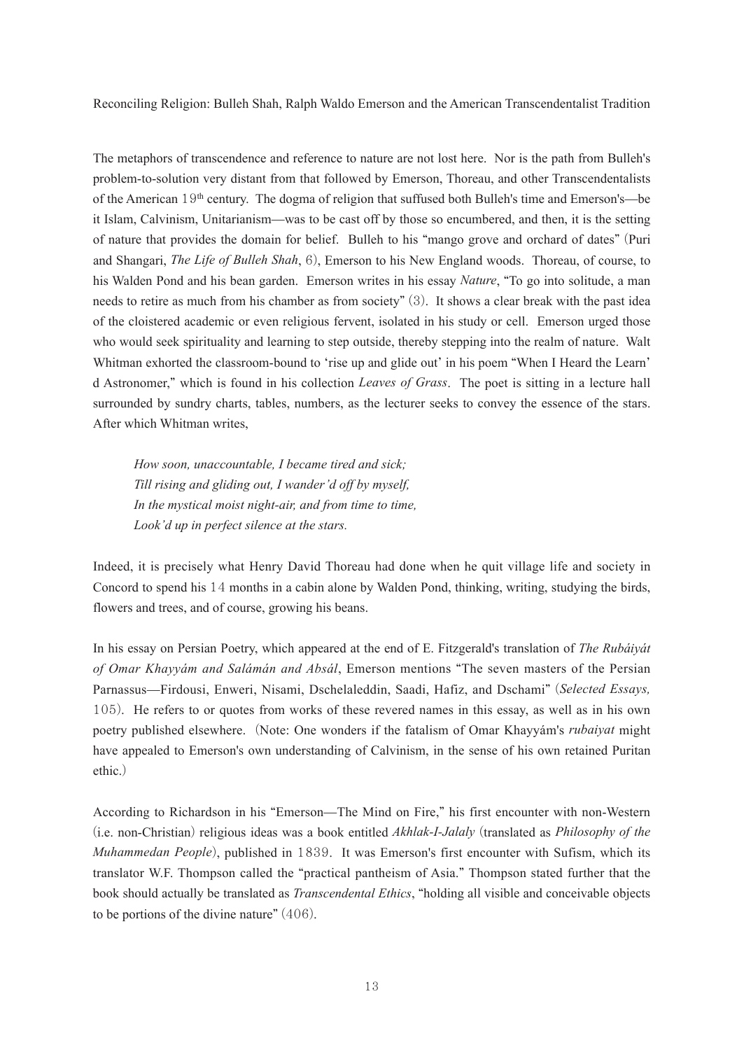Reconciling Religion: Bulleh Shah, Ralph Waldo Emerson and the American Transcendentalist Tradition

The metaphors of transcendence and reference to nature are not lost here. Nor is the path from Bulleh's problem-to-solution very distant from that followed by Emerson, Thoreau, and other Transcendentalists of the American 19th century. The dogma of religion that suffused both Bulleh's time and Emerson's—be it Islam, Calvinism, Unitarianism—was to be cast off by those so encumbered, and then, it is the setting of nature that provides the domain for belief. Bulleh to his "mango grove and orchard of dates" (Puri and Shangari, *The Life of Bulleh Shah*, 6), Emerson to his New England woods. Thoreau, of course, to his Walden Pond and his bean garden. Emerson writes in his essay *Nature*, "To go into solitude, a man needs to retire as much from his chamber as from society" (3). It shows a clear break with the past idea of the cloistered academic or even religious fervent, isolated in his study or cell. Emerson urged those who would seek spirituality and learning to step outside, thereby stepping into the realm of nature. Walt Whitman exhorted the classroom-bound to 'rise up and glide out' in his poem "When I Heard the Learn' d Astronomer," which is found in his collection *Leaves of Grass*. The poet is sitting in a lecture hall surrounded by sundry charts, tables, numbers, as the lecturer seeks to convey the essence of the stars. After which Whitman writes,

> *How soon, unaccountable, I became tired and sick;*
> *Till rising and gliding out, I wander'd off by myself,*
> *In the mystical moist night-air, and from time to time,*
> *Look'd up in perfect silence at the stars.*

Indeed, it is precisely what Henry David Thoreau had done when he quit village life and society in Concord to spend his 14 months in a cabin alone by Walden Pond, thinking, writing, studying the birds, flowers and trees, and of course, growing his beans.

In his essay on Persian Poetry, which appeared at the end of E. Fitzgerald's translation of *The Rubáiyát of Omar Khayyám and Salámán and Absál*, Emerson mentions "The seven masters of the Persian Parnassus—Firdousi, Enweri, Nisami, Dschelaleddin, Saadi, Hafiz, and Dschami" (*Selected Essays,* 105). He refers to or quotes from works of these revered names in this essay, as well as in his own poetry published elsewhere. (Note: One wonders if the fatalism of Omar Khayyám's *rubaiyat* might have appealed to Emerson's own understanding of Calvinism, in the sense of his own retained Puritan ethic.)

According to Richardson in his "Emerson—The Mind on Fire," his first encounter with non-Western (i.e. non-Christian) religious ideas was a book entitled *Akhlak-I-Jalaly* (translated as *Philosophy of the Muhammedan People*), published in 1839. It was Emerson's first encounter with Sufism, which its translator W.F. Thompson called the "practical pantheism of Asia." Thompson stated further that the book should actually be translated as *Transcendental Ethics*, "holding all visible and conceivable objects to be portions of the divine nature" (406).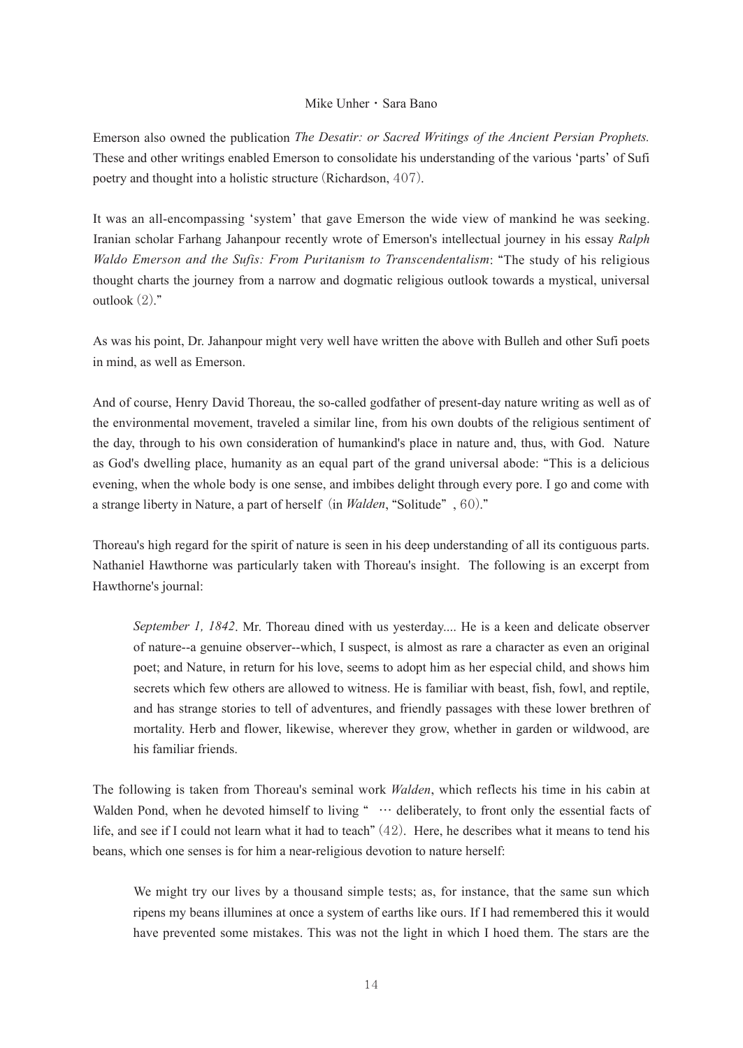Emerson also owned the publication *The Desatir: or Sacred Writings of the Ancient Persian Prophets.* These and other writings enabled Emerson to consolidate his understanding of the various 'parts' of Sufi poetry and thought into a holistic structure (Richardson, 407).

It was an all-encompassing 'system' that gave Emerson the wide view of mankind he was seeking. Iranian scholar Farhang Jahanpour recently wrote of Emerson's intellectual journey in his essay *Ralph Waldo Emerson and the Sufis: From Puritanism to Transcendentalism*: "The study of his religious thought charts the journey from a narrow and dogmatic religious outlook towards a mystical, universal outlook (2)."

As was his point, Dr. Jahanpour might very well have written the above with Bulleh and other Sufi poets in mind, as well as Emerson.

And of course, Henry David Thoreau, the so-called godfather of present-day nature writing as well as of the environmental movement, traveled a similar line, from his own doubts of the religious sentiment of the day, through to his own consideration of humankind's place in nature and, thus, with God. Nature as God's dwelling place, humanity as an equal part of the grand universal abode: "This is a delicious evening, when the whole body is one sense, and imbibes delight through every pore. I go and come with a strange liberty in Nature, a part of herself (in *Walden*, "Solitude", 60)."

Thoreau's high regard for the spirit of nature is seen in his deep understanding of all its contiguous parts. Nathaniel Hawthorne was particularly taken with Thoreau's insight. The following is an excerpt from Hawthorne's journal:

> *September 1, 1842*. Mr. Thoreau dined with us yesterday.... He is a keen and delicate observer of nature--a genuine observer--which, I suspect, is almost as rare a character as even an original poet; and Nature, in return for his love, seems to adopt him as her especial child, and shows him secrets which few others are allowed to witness. He is familiar with beast, fish, fowl, and reptile, and has strange stories to tell of adventures, and friendly passages with these lower brethren of mortality. Herb and flower, likewise, wherever they grow, whether in garden or wildwood, are his familiar friends.

The following is taken from Thoreau's seminal work *Walden*, which reflects his time in his cabin at Walden Pond, when he devoted himself to living " … deliberately, to front only the essential facts of life, and see if I could not learn what it had to teach" (42). Here, he describes what it means to tend his beans, which one senses is for him a near-religious devotion to nature herself:

> We might try our lives by a thousand simple tests; as, for instance, that the same sun which ripens my beans illumines at once a system of earths like ours. If I had remembered this it would have prevented some mistakes. This was not the light in which I hoed them. The stars are the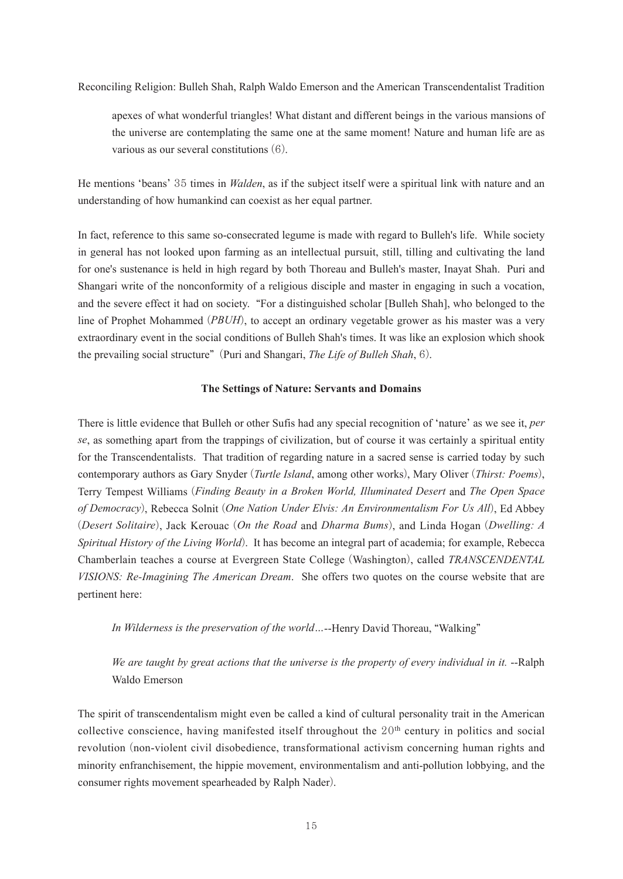> apexes of what wonderful triangles! What distant and different beings in the various mansions of the universe are contemplating the same one at the same moment! Nature and human life are as various as our several constitutions (6).

He mentions 'beans' 35 times in *Walden*, as if the subject itself were a spiritual link with nature and an understanding of how humankind can coexist as her equal partner.

In fact, reference to this same so-consecrated legume is made with regard to Bulleh's life. While society in general has not looked upon farming as an intellectual pursuit, still, tilling and cultivating the land for one's sustenance is held in high regard by both Thoreau and Bulleh's master, Inayat Shah. Puri and Shangari write of the nonconformity of a religious disciple and master in engaging in such a vocation, and the severe effect it had on society. "For a distinguished scholar [Bulleh Shah], who belonged to the line of Prophet Mohammed (*PBUH*), to accept an ordinary vegetable grower as his master was a very extraordinary event in the social conditions of Bulleh Shah's times. It was like an explosion which shook the prevailing social structure" (Puri and Shangari, *The Life of Bulleh Shah*, 6).

### The Settings of Nature: Servants and Domains

There is little evidence that Bulleh or other Sufis had any special recognition of 'nature' as we see it, *per se*, as something apart from the trappings of civilization, but of course it was certainly a spiritual entity for the Transcendentalists. That tradition of regarding nature in a sacred sense is carried today by such contemporary authors as Gary Snyder (*Turtle Island*, among other works), Mary Oliver (*Thirst: Poems*), Terry Tempest Williams (*Finding Beauty in a Broken World, Illuminated Desert* and *The Open Space of Democracy*), Rebecca Solnit (*One Nation Under Elvis: An Environmentalism For Us All*), Ed Abbey (*Desert Solitaire*), Jack Kerouac (*On the Road* and *Dharma Bums*), and Linda Hogan (*Dwelling: A Spiritual History of the Living World*). It has become an integral part of academia; for example, Rebecca Chamberlain teaches a course at Evergreen State College (Washington), called *TRANSCENDENTAL VISIONS: Re-Imagining The American Dream*. She offers two quotes on the course website that are pertinent here:

> *In Wilderness is the preservation of the world…*--Henry David Thoreau, "Walking"

> *We are taught by great actions that the universe is the property of every individual in it.* --Ralph Waldo Emerson

The spirit of transcendentalism might even be called a kind of cultural personality trait in the American collective conscience, having manifested itself throughout the 20th century in politics and social revolution (non-violent civil disobedience, transformational activism concerning human rights and minority enfranchisement, the hippie movement, environmentalism and anti-pollution lobbying, and the consumer rights movement spearheaded by Ralph Nader).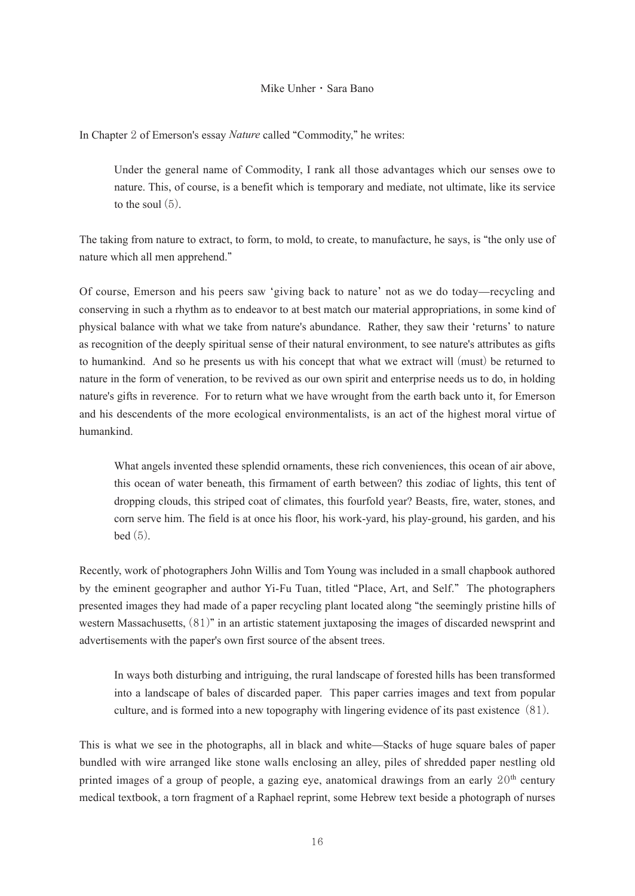In Chapter 2 of Emerson's essay *Nature* called "Commodity," he writes:

> Under the general name of Commodity, I rank all those advantages which our senses owe to nature. This, of course, is a benefit which is temporary and mediate, not ultimate, like its service to the soul (5).

The taking from nature to extract, to form, to mold, to create, to manufacture, he says, is "the only use of nature which all men apprehend."

Of course, Emerson and his peers saw 'giving back to nature' not as we do today—recycling and conserving in such a rhythm as to endeavor to at best match our material appropriations, in some kind of physical balance with what we take from nature's abundance. Rather, they saw their 'returns' to nature as recognition of the deeply spiritual sense of their natural environment, to see nature's attributes as gifts to humankind. And so he presents us with his concept that what we extract will (must) be returned to nature in the form of veneration, to be revived as our own spirit and enterprise needs us to do, in holding nature's gifts in reverence. For to return what we have wrought from the earth back unto it, for Emerson and his descendents of the more ecological environmentalists, is an act of the highest moral virtue of humankind.

> What angels invented these splendid ornaments, these rich conveniences, this ocean of air above, this ocean of water beneath, this firmament of earth between? this zodiac of lights, this tent of dropping clouds, this striped coat of climates, this fourfold year? Beasts, fire, water, stones, and corn serve him. The field is at once his floor, his work-yard, his play-ground, his garden, and his bed (5).

Recently, work of photographers John Willis and Tom Young was included in a small chapbook authored by the eminent geographer and author Yi-Fu Tuan, titled "Place, Art, and Self." The photographers presented images they had made of a paper recycling plant located along "the seemingly pristine hills of western Massachusetts, (81)" in an artistic statement juxtaposing the images of discarded newsprint and advertisements with the paper's own first source of the absent trees.

> In ways both disturbing and intriguing, the rural landscape of forested hills has been transformed into a landscape of bales of discarded paper. This paper carries images and text from popular culture, and is formed into a new topography with lingering evidence of its past existence (81).

This is what we see in the photographs, all in black and white—Stacks of huge square bales of paper bundled with wire arranged like stone walls enclosing an alley, piles of shredded paper nestling old printed images of a group of people, a gazing eye, anatomical drawings from an early 20th century medical textbook, a torn fragment of a Raphael reprint, some Hebrew text beside a photograph of nurses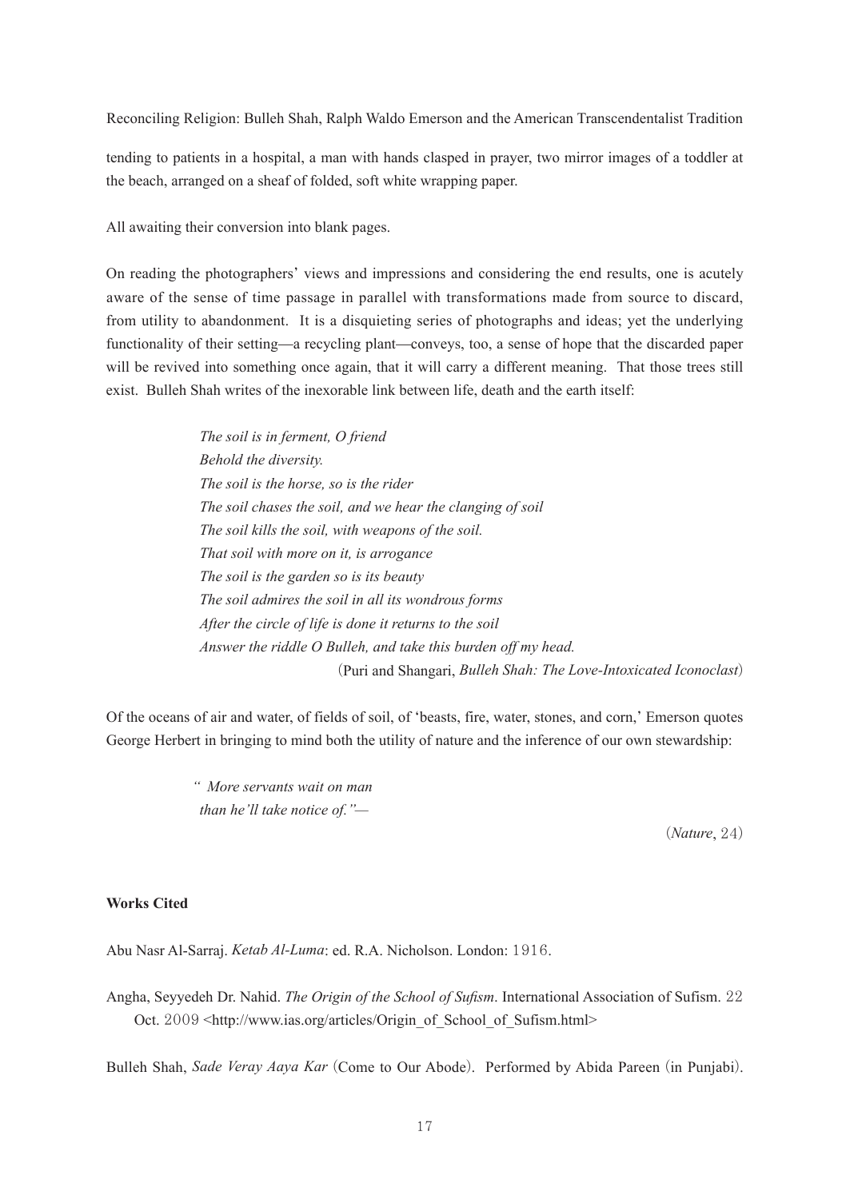tending to patients in a hospital, a man with hands clasped in prayer, two mirror images of a toddler at the beach, arranged on a sheaf of folded, soft white wrapping paper.

All awaiting their conversion into blank pages.

On reading the photographers' views and impressions and considering the end results, one is acutely aware of the sense of time passage in parallel with transformations made from source to discard, from utility to abandonment. It is a disquieting series of photographs and ideas; yet the underlying functionality of their setting—a recycling plant—conveys, too, a sense of hope that the discarded paper will be revived into something once again, that it will carry a different meaning. That those trees still exist. Bulleh Shah writes of the inexorable link between life, death and the earth itself:

> *The soil is in ferment, O friend*
> *Behold the diversity.*
> *The soil is the horse, so is the rider*
> *The soil chases the soil, and we hear the clanging of soil*
> *The soil kills the soil, with weapons of the soil.*
> *That soil with more on it, is arrogance*
> *The soil is the garden so is its beauty*
> *The soil admires the soil in all its wondrous forms*
> *After the circle of life is done it returns to the soil*
> *Answer the riddle O Bulleh, and take this burden off my head.*
> (Puri and Shangari, *Bulleh Shah: The Love-Intoxicated Iconoclast*)

Of the oceans of air and water, of fields of soil, of 'beasts, fire, water, stones, and corn,' Emerson quotes George Herbert in bringing to mind both the utility of nature and the inference of our own stewardship:

> *" More servants wait on man*
> *than he'll take notice of."—*
>
> (*Nature*, 24)

**Works Cited**

Abu Nasr Al-Sarraj. *Ketab Al-Luma*: ed. R.A. Nicholson. London: 1916.

Angha, Seyyedeh Dr. Nahid. *The Origin of the School of Sufism*. International Association of Sufism. 22 Oct. 2009 <http://www.ias.org/articles/Origin_of_School_of_Sufism.html>

Bulleh Shah, *Sade Veray Aaya Kar* (Come to Our Abode). Performed by Abida Pareen (in Punjabi).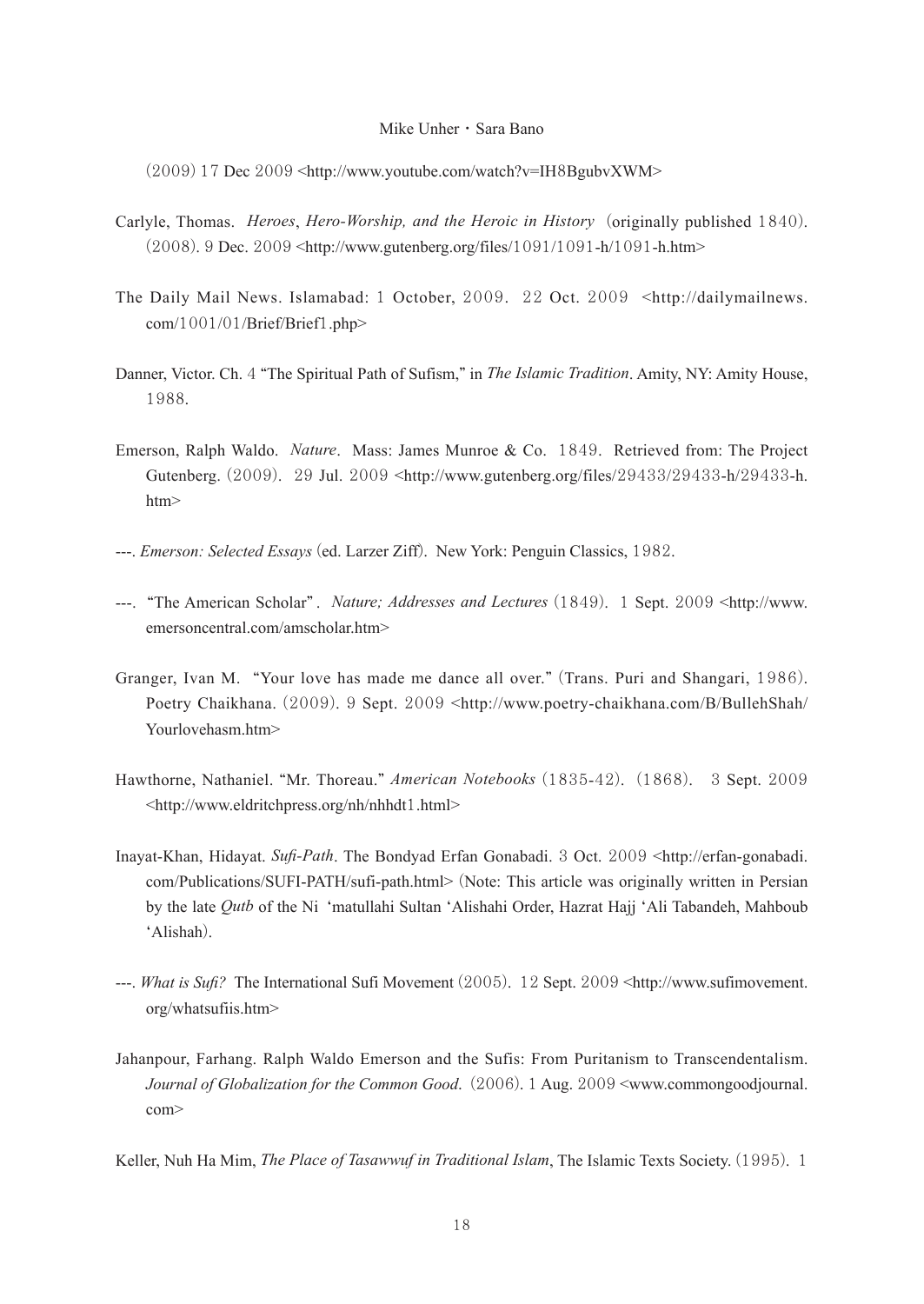(2009) 17 Dec 2009 <http://www.youtube.com/watch?v=IH8BgubvXWM>

Carlyle, Thomas. *Heroes*, *Hero-Worship, and the Heroic in History* (originally published 1840). (2008). 9 Dec. 2009 <http://www.gutenberg.org/files/1091/1091-h/1091-h.htm>

The Daily Mail News. Islamabad: 1 October, 2009. 22 Oct. 2009 <http://dailymailnews.com/1001/01/Brief/Brief1.php>

Danner, Victor. Ch. 4 "The Spiritual Path of Sufism," in *The Islamic Tradition*. Amity, NY: Amity House, 1988.

Emerson, Ralph Waldo. *Nature*. Mass: James Munroe & Co. 1849. Retrieved from: The Project Gutenberg. (2009). 29 Jul. 2009 <http://www.gutenberg.org/files/29433/29433-h/29433-h.htm>

---. *Emerson: Selected Essays* (ed. Larzer Ziff). New York: Penguin Classics, 1982.

---. "The American Scholar". *Nature; Addresses and Lectures* (1849). 1 Sept. 2009 <http://www.emersoncentral.com/amscholar.htm>

Granger, Ivan M. "Your love has made me dance all over." (Trans. Puri and Shangari, 1986). Poetry Chaikhana. (2009). 9 Sept. 2009 <http://www.poetry-chaikhana.com/B/BullehShah/Yourlovehasm.htm>

Hawthorne, Nathaniel. "Mr. Thoreau." *American Notebooks* (1835-42). (1868). 3 Sept. 2009 <http://www.eldritchpress.org/nh/nhhdt1.html>

Inayat-Khan, Hidayat. *Sufi-Path*. The Bondyad Erfan Gonabadi. 3 Oct. 2009 <http://erfan-gonabadi.com/Publications/SUFI-PATH/sufi-path.html> (Note: This article was originally written in Persian by the late *Qutb* of the Ni 'matullahi Sultan 'Alishahi Order, Hazrat Hajj 'Ali Tabandeh, Mahboub 'Alishah).

---. *What is Sufi?* The International Sufi Movement (2005). 12 Sept. 2009 <http://www.sufimovement.org/whatsufiis.htm>

Jahanpour, Farhang. Ralph Waldo Emerson and the Sufis: From Puritanism to Transcendentalism. *Journal of Globalization for the Common Good*. (2006). 1 Aug. 2009 <www.commongoodjournal.com>

Keller, Nuh Ha Mim, *The Place of Tasawwuf in Traditional Islam*, The Islamic Texts Society. (1995). 1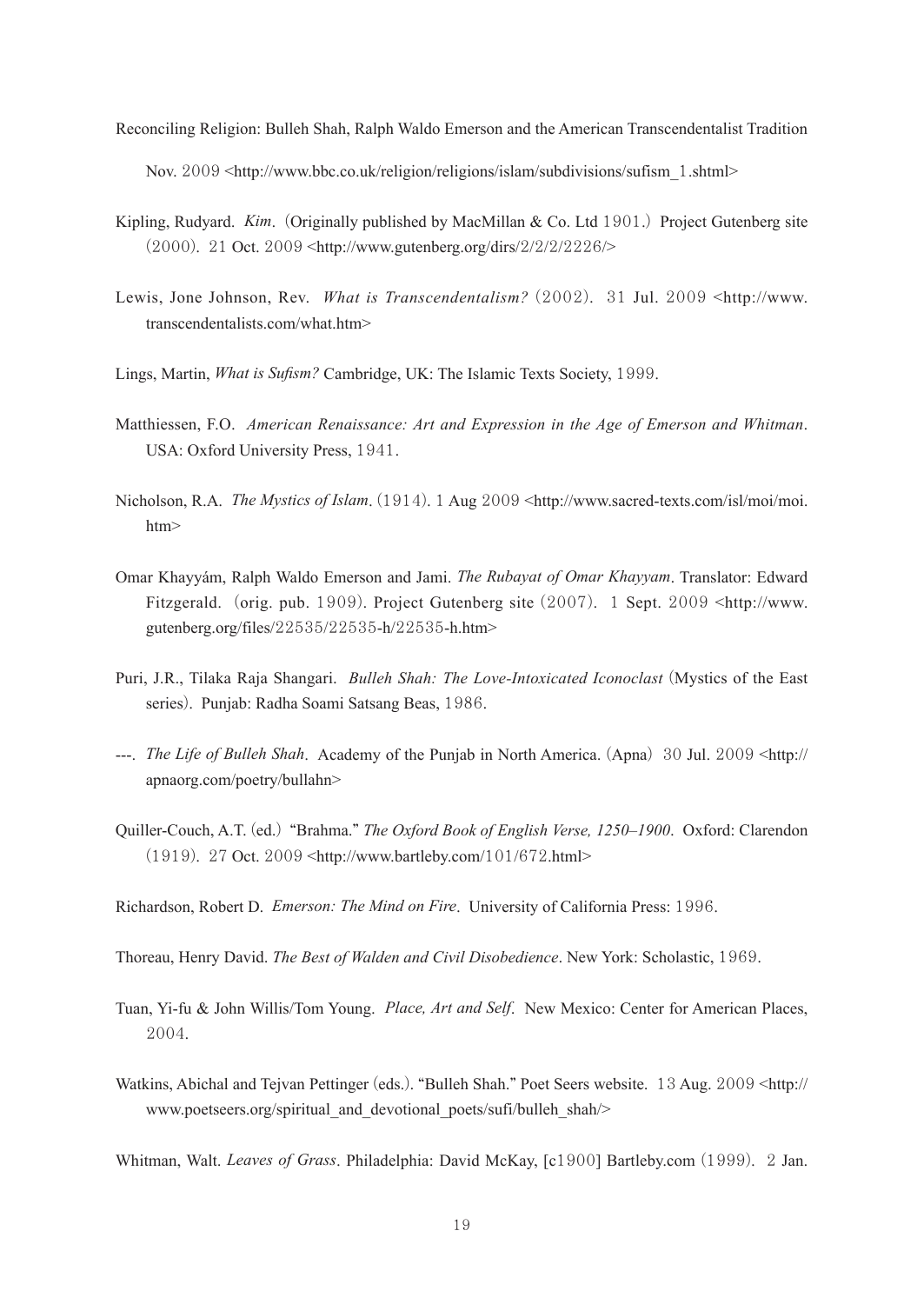Nov. 2009 <http://www.bbc.co.uk/religion/religions/islam/subdivisions/sufism_1.shtml>

Kipling, Rudyard. *Kim*. (Originally published by MacMillan & Co. Ltd 1901.) Project Gutenberg site (2000). 21 Oct. 2009 <http://www.gutenberg.org/dirs/2/2/2/2226/>

Lewis, Jone Johnson, Rev. *What is Transcendentalism?* (2002). 31 Jul. 2009 <http://www.transcendentalists.com/what.htm>

Lings, Martin, *What is Sufism?* Cambridge, UK: The Islamic Texts Society, 1999.

Matthiessen, F.O. *American Renaissance: Art and Expression in the Age of Emerson and Whitman*. USA: Oxford University Press, 1941.

Nicholson, R.A. *The Mystics of Islam*. (1914). 1 Aug 2009 <http://www.sacred-texts.com/isl/moi/moi.htm>

Omar Khayyám, Ralph Waldo Emerson and Jami. *The Rubayat of Omar Khayyam*. Translator: Edward Fitzgerald. (orig. pub. 1909). Project Gutenberg site (2007). 1 Sept. 2009 <http://www.gutenberg.org/files/22535/22535-h/22535-h.htm>

Puri, J.R., Tilaka Raja Shangari. *Bulleh Shah: The Love-Intoxicated Iconoclast* (Mystics of the East series). Punjab: Radha Soami Satsang Beas, 1986.

---. *The Life of Bulleh Shah*. Academy of the Punjab in North America. (Apna) 30 Jul. 2009 <http://apnaorg.com/poetry/bullahn>

Quiller-Couch, A.T. (ed.) "Brahma." *The Oxford Book of English Verse, 1250–1900*. Oxford: Clarendon (1919). 27 Oct. 2009 <http://www.bartleby.com/101/672.html>

Richardson, Robert D. *Emerson: The Mind on Fire*. University of California Press: 1996.

Thoreau, Henry David. *The Best of Walden and Civil Disobedience*. New York: Scholastic, 1969.

Tuan, Yi-fu & John Willis/Tom Young. *Place, Art and Self*. New Mexico: Center for American Places, 2004.

Watkins, Abichal and Tejvan Pettinger (eds.). "Bulleh Shah." Poet Seers website. 13 Aug. 2009 <http://www.poetseers.org/spiritual_and_devotional_poets/sufi/bulleh_shah/>

Whitman, Walt. *Leaves of Grass*. Philadelphia: David McKay, [c1900] Bartleby.com (1999). 2 Jan.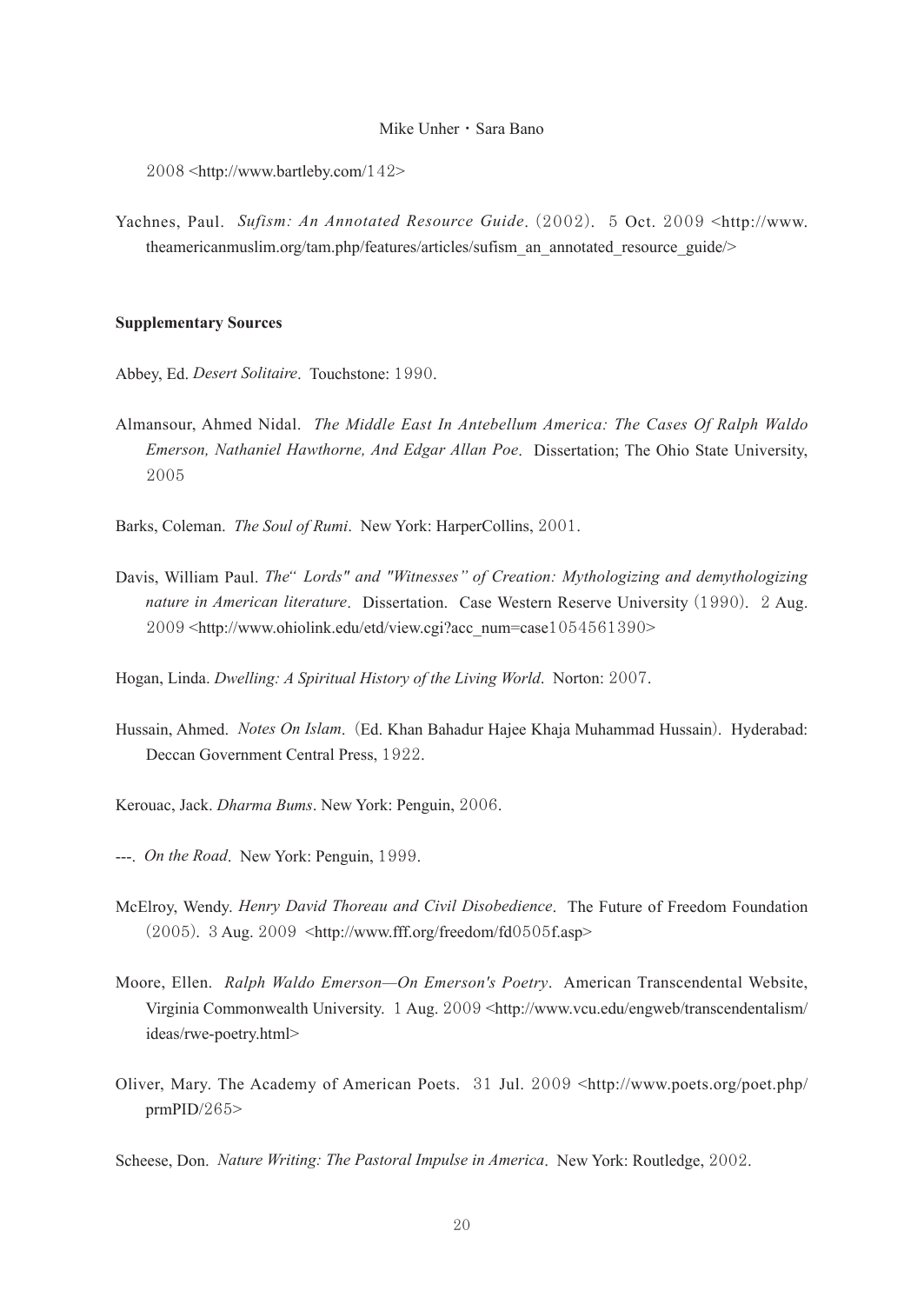2008 <http://www.bartleby.com/142>

Yachnes, Paul. *Sufism: An Annotated Resource Guide*. (2002). 5 Oct. 2009 <http://www.theamericanmuslim.org/tam.php/features/articles/sufism_an_annotated_resource_guide/>

**Supplementary Sources**

Abbey, Ed. *Desert Solitaire*. Touchstone: 1990.

Almansour, Ahmed Nidal. *The Middle East In Antebellum America: The Cases Of Ralph Waldo Emerson, Nathaniel Hawthorne, And Edgar Allan Poe*. Dissertation; The Ohio State University, 2005

Barks, Coleman. *The Soul of Rumi*. New York: HarperCollins, 2001.

Davis, William Paul. *The" Lords" and "Witnesses" of Creation: Mythologizing and demythologizing nature in American literature*. Dissertation. Case Western Reserve University (1990). 2 Aug. 2009 <http://www.ohiolink.edu/etd/view.cgi?acc_num=case1054561390>

Hogan, Linda. *Dwelling: A Spiritual History of the Living World*. Norton: 2007.

Hussain, Ahmed. *Notes On Islam*. (Ed. Khan Bahadur Hajee Khaja Muhammad Hussain). Hyderabad: Deccan Government Central Press, 1922.

Kerouac, Jack. *Dharma Bums*. New York: Penguin, 2006.

---. *On the Road*. New York: Penguin, 1999.

McElroy, Wendy. *Henry David Thoreau and Civil Disobedience*. The Future of Freedom Foundation (2005). 3 Aug. 2009 <http://www.fff.org/freedom/fd0505f.asp>

Moore, Ellen. *Ralph Waldo Emerson—On Emerson's Poetry*. American Transcendental Website, Virginia Commonwealth University. 1 Aug. 2009 <http://www.vcu.edu/engweb/transcendentalism/ideas/rwe-poetry.html>

Oliver, Mary. The Academy of American Poets. 31 Jul. 2009 <http://www.poets.org/poet.php/prmPID/265>

Scheese, Don. *Nature Writing: The Pastoral Impulse in America*. New York: Routledge, 2002.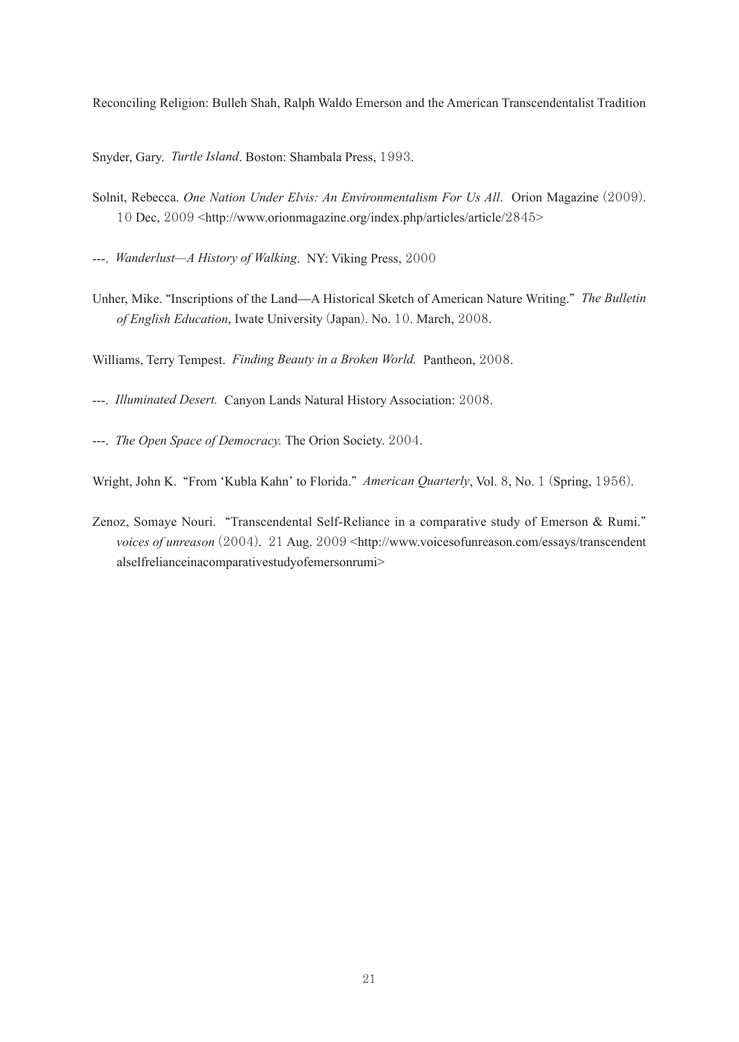Snyder, Gary. *Turtle Island*. Boston: Shambala Press, 1993.

Solnit, Rebecca. *One Nation Under Elvis: An Environmentalism For Us All*. Orion Magazine (2009). 10 Dec, 2009 <http://www.orionmagazine.org/index.php/articles/article/2845>

---. *Wanderlust—A History of Walking*. NY: Viking Press, 2000

Unher, Mike. "Inscriptions of the Land—A Historical Sketch of American Nature Writing." *The Bulletin of English Education*, Iwate University (Japan). No. 10. March, 2008.

Williams, Terry Tempest. *Finding Beauty in a Broken World.* Pantheon, 2008.

---. *Illuminated Desert.* Canyon Lands Natural History Association: 2008.

---. *The Open Space of Democracy.* The Orion Society. 2004.

Wright, John K. "From 'Kubla Kahn' to Florida." *American Quarterly*, Vol. 8, No. 1 (Spring, 1956).

Zenoz, Somaye Nouri. "Transcendental Self-Reliance in a comparative study of Emerson & Rumi." *voices of unreason* (2004). 21 Aug. 2009 <http://www.voicesofunreason.com/essays/transcendentalselfrelianceinacomparativestudyofemersonrumi>